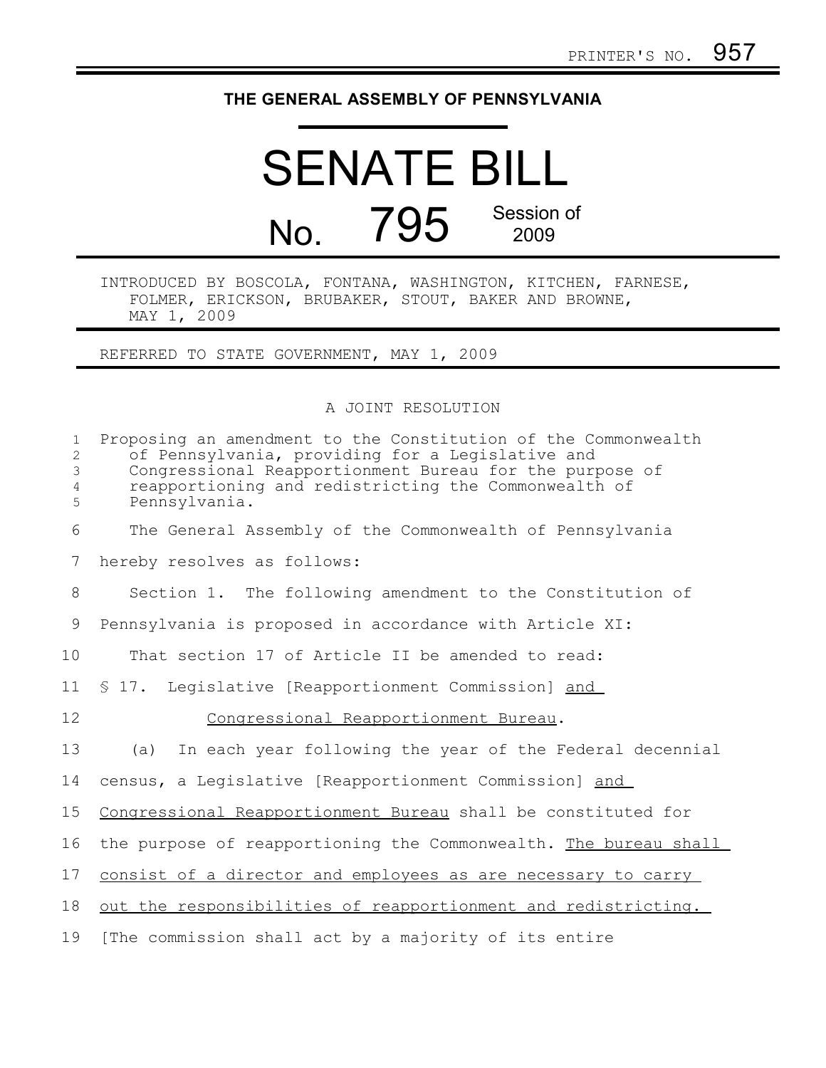PRINTER'S NO. 957

# THE GENERAL ASSEMBLY OF PENNSYLVANIA

# SENATE BILL

## No. 795 Session of 2009

INTRODUCED BY BOSCOLA, FONTANA, WASHINGTON, KITCHEN, FARNESE, FOLMER, ERICKSON, BRUBAKER, STOUT, BAKER AND BROWNE, MAY 1, 2009

REFERRED TO STATE GOVERNMENT, MAY 1, 2009

A JOINT RESOLUTION

Proposing an amendment to the Constitution of the Commonwealth of Pennsylvania, providing for a Legislative and Congressional Reapportionment Bureau for the purpose of reapportioning and redistricting the Commonwealth of Pennsylvania.

The General Assembly of the Commonwealth of Pennsylvania hereby resolves as follows:

Section 1. The following amendment to the Constitution of Pennsylvania is proposed in accordance with Article XI:

That section 17 of Article II be amended to read:

§ 17. Legislative [Reapportionment Commission] <u>and Congressional Reapportionment Bureau</u>.

(a) In each year following the year of the Federal decennial census, a Legislative [Reapportionment Commission] <u>and Congressional Reapportionment Bureau</u> shall be constituted for the purpose of reapportioning the Commonwealth. <u>The bureau shall consist of a director and employees as are necessary to carry out the responsibilities of reapportionment and redistricting.</u> [The commission shall act by a majority of its entire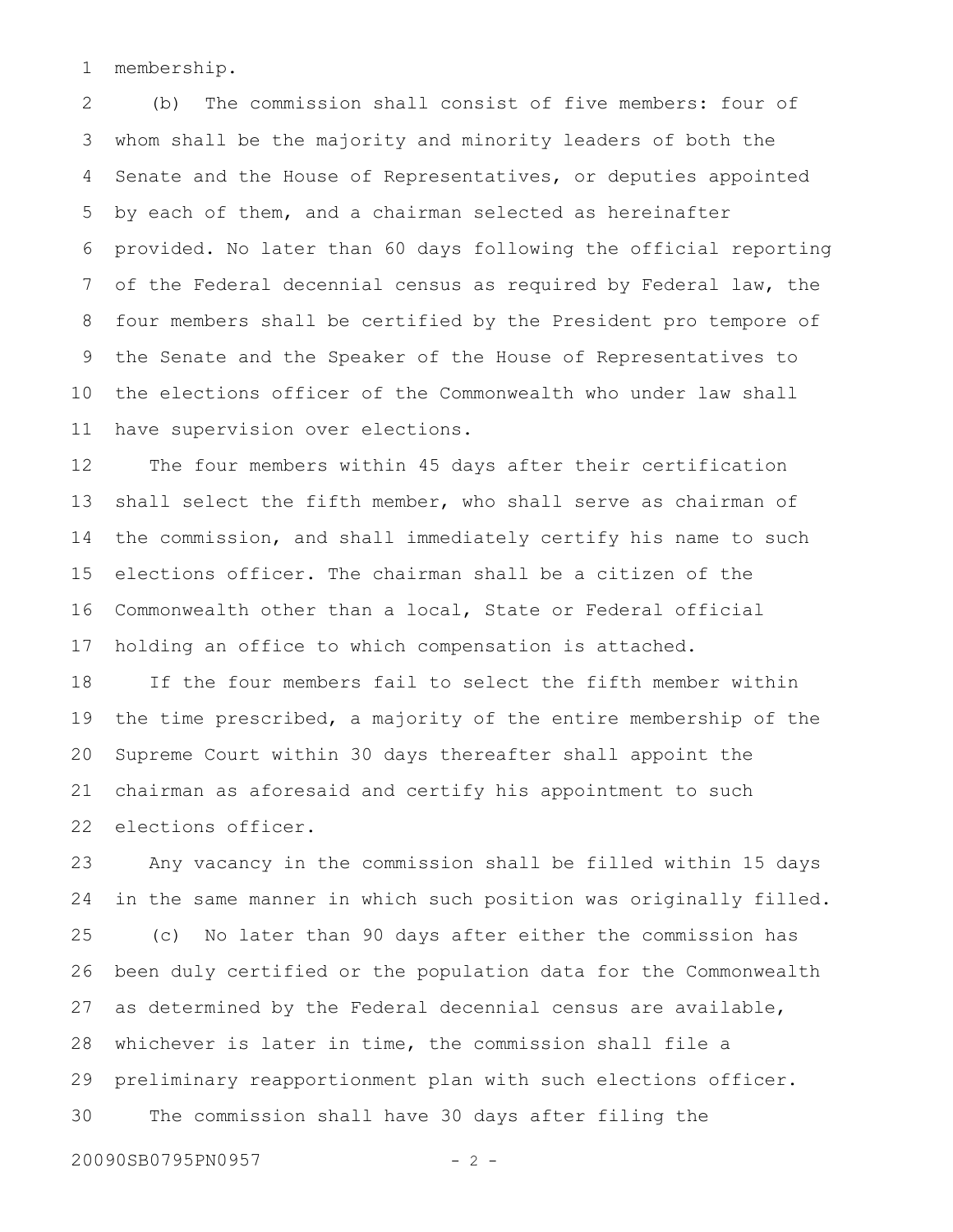membership.

(b) The commission shall consist of five members: four of whom shall be the majority and minority leaders of both the Senate and the House of Representatives, or deputies appointed by each of them, and a chairman selected as hereinafter provided. No later than 60 days following the official reporting of the Federal decennial census as required by Federal law, the four members shall be certified by the President pro tempore of the Senate and the Speaker of the House of Representatives to the elections officer of the Commonwealth who under law shall have supervision over elections.

The four members within 45 days after their certification shall select the fifth member, who shall serve as chairman of the commission, and shall immediately certify his name to such elections officer. The chairman shall be a citizen of the Commonwealth other than a local, State or Federal official holding an office to which compensation is attached.

If the four members fail to select the fifth member within the time prescribed, a majority of the entire membership of the Supreme Court within 30 days thereafter shall appoint the chairman as aforesaid and certify his appointment to such elections officer.

Any vacancy in the commission shall be filled within 15 days in the same manner in which such position was originally filled.

(c) No later than 90 days after either the commission has been duly certified or the population data for the Commonwealth as determined by the Federal decennial census are available, whichever is later in time, the commission shall file a preliminary reapportionment plan with such elections officer.

The commission shall have 30 days after filing the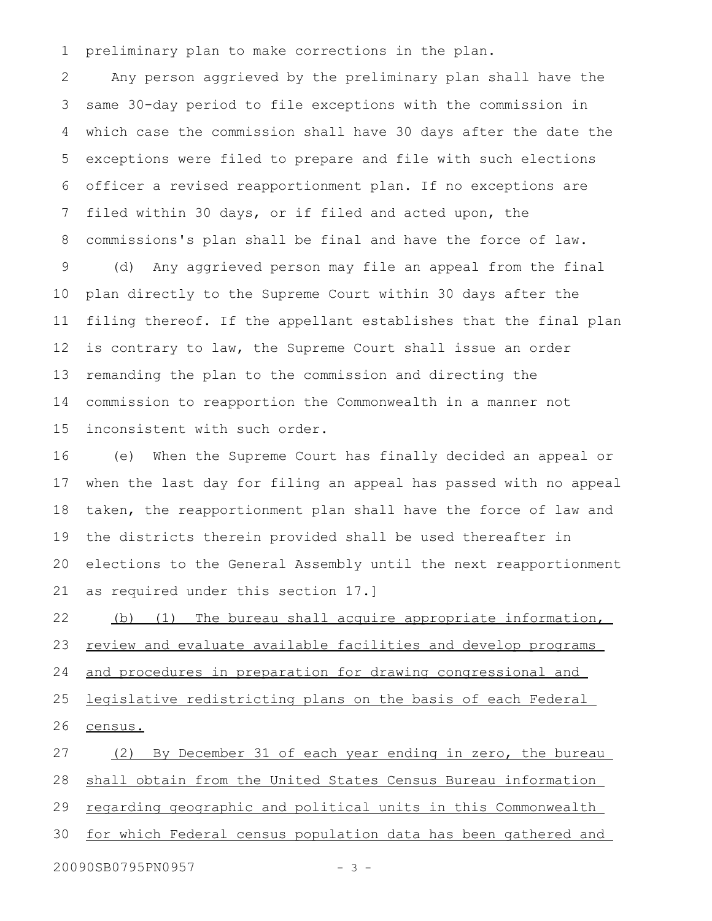preliminary plan to make corrections in the plan.

Any person aggrieved by the preliminary plan shall have the same 30-day period to file exceptions with the commission in which case the commission shall have 30 days after the date the exceptions were filed to prepare and file with such elections officer a revised reapportionment plan. If no exceptions are filed within 30 days, or if filed and acted upon, the commissions's plan shall be final and have the force of law.

(d) Any aggrieved person may file an appeal from the final plan directly to the Supreme Court within 30 days after the filing thereof. If the appellant establishes that the final plan is contrary to law, the Supreme Court shall issue an order remanding the plan to the commission and directing the commission to reapportion the Commonwealth in a manner not inconsistent with such order.

(e) When the Supreme Court has finally decided an appeal or when the last day for filing an appeal has passed with no appeal taken, the reapportionment plan shall have the force of law and the districts therein provided shall be used thereafter in elections to the General Assembly until the next reapportionment as required under this section 17.]

<u>(b) (1) The bureau shall acquire appropriate information, review and evaluate available facilities and develop programs and procedures in preparation for drawing congressional and legislative redistricting plans on the basis of each Federal census.</u>

<u>(2) By December 31 of each year ending in zero, the bureau shall obtain from the United States Census Bureau information regarding geographic and political units in this Commonwealth for which Federal census population data has been gathered and</u>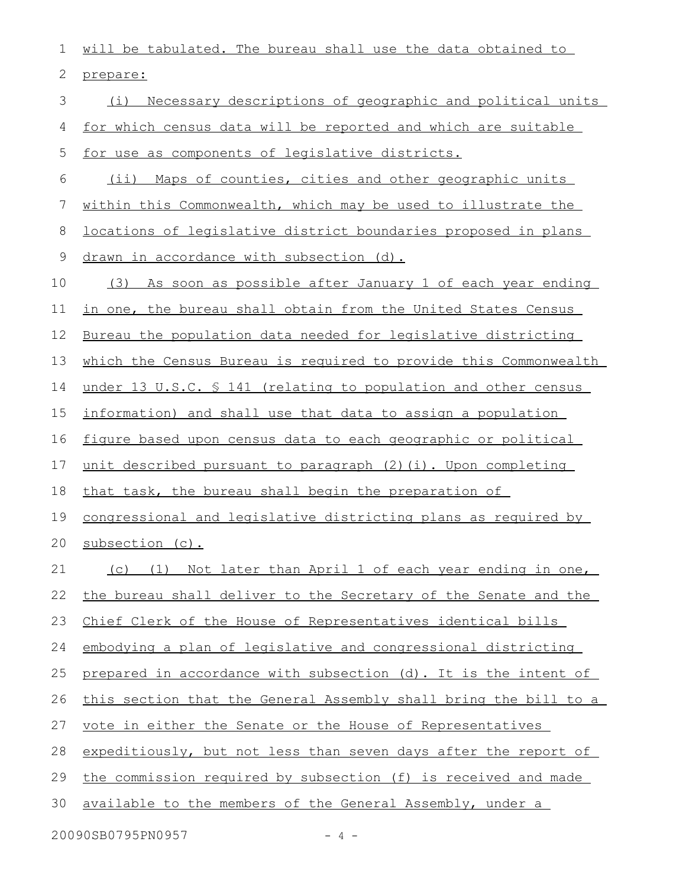will be tabulated. The bureau shall use the data obtained to prepare:

(i) Necessary descriptions of geographic and political units for which census data will be reported and which are suitable for use as components of legislative districts.

(ii) Maps of counties, cities and other geographic units within this Commonwealth, which may be used to illustrate the locations of legislative district boundaries proposed in plans drawn in accordance with subsection (d).

(3) As soon as possible after January 1 of each year ending in one, the bureau shall obtain from the United States Census Bureau the population data needed for legislative districting which the Census Bureau is required to provide this Commonwealth under 13 U.S.C. § 141 (relating to population and other census information) and shall use that data to assign a population figure based upon census data to each geographic or political unit described pursuant to paragraph (2)(i). Upon completing that task, the bureau shall begin the preparation of congressional and legislative districting plans as required by subsection (c).

(c) (1) Not later than April 1 of each year ending in one, the bureau shall deliver to the Secretary of the Senate and the Chief Clerk of the House of Representatives identical bills embodying a plan of legislative and congressional districting prepared in accordance with subsection (d). It is the intent of this section that the General Assembly shall bring the bill to a vote in either the Senate or the House of Representatives expeditiously, but not less than seven days after the report of the commission required by subsection (f) is received and made available to the members of the General Assembly, under a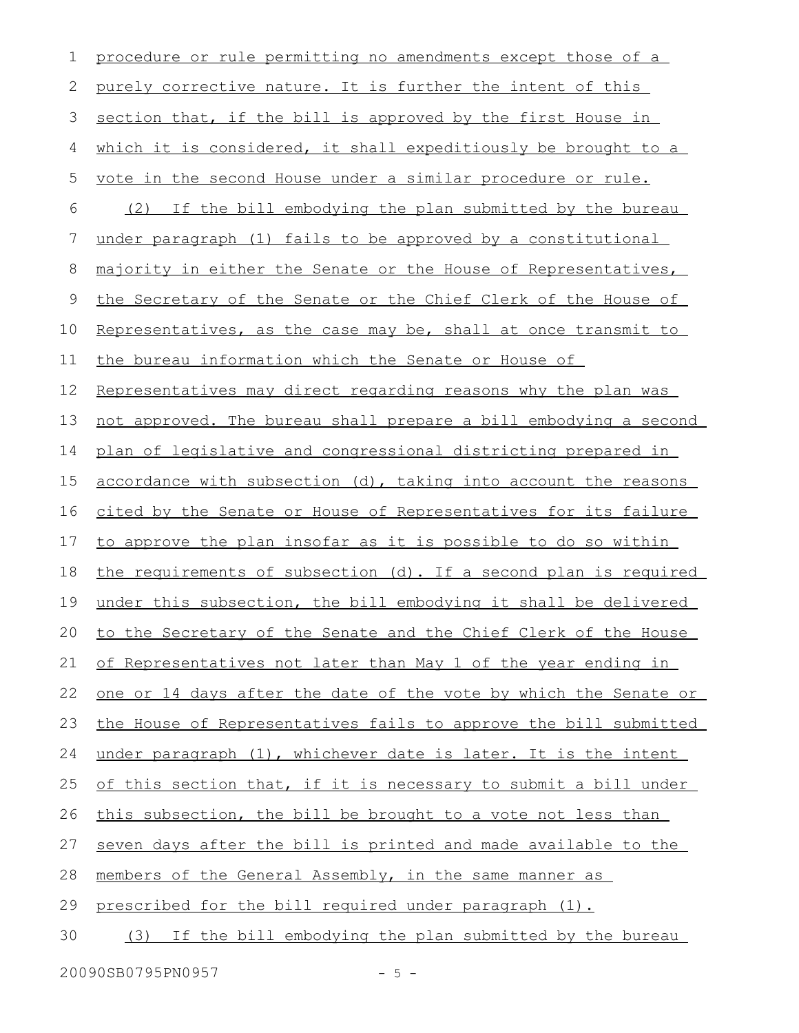procedure or rule permitting no amendments except those of a purely corrective nature. It is further the intent of this section that, if the bill is approved by the first House in which it is considered, it shall expeditiously be brought to a vote in the second House under a similar procedure or rule.

(2) If the bill embodying the plan submitted by the bureau under paragraph (1) fails to be approved by a constitutional majority in either the Senate or the House of Representatives, the Secretary of the Senate or the Chief Clerk of the House of Representatives, as the case may be, shall at once transmit to the bureau information which the Senate or House of Representatives may direct regarding reasons why the plan was not approved. The bureau shall prepare a bill embodying a second plan of legislative and congressional districting prepared in accordance with subsection (d), taking into account the reasons cited by the Senate or House of Representatives for its failure to approve the plan insofar as it is possible to do so within the requirements of subsection (d). If a second plan is required under this subsection, the bill embodying it shall be delivered to the Secretary of the Senate and the Chief Clerk of the House of Representatives not later than May 1 of the year ending in one or 14 days after the date of the vote by which the Senate or the House of Representatives fails to approve the bill submitted under paragraph (1), whichever date is later. It is the intent of this section that, if it is necessary to submit a bill under this subsection, the bill be brought to a vote not less than seven days after the bill is printed and made available to the members of the General Assembly, in the same manner as prescribed for the bill required under paragraph (1).

(3) If the bill embodying the plan submitted by the bureau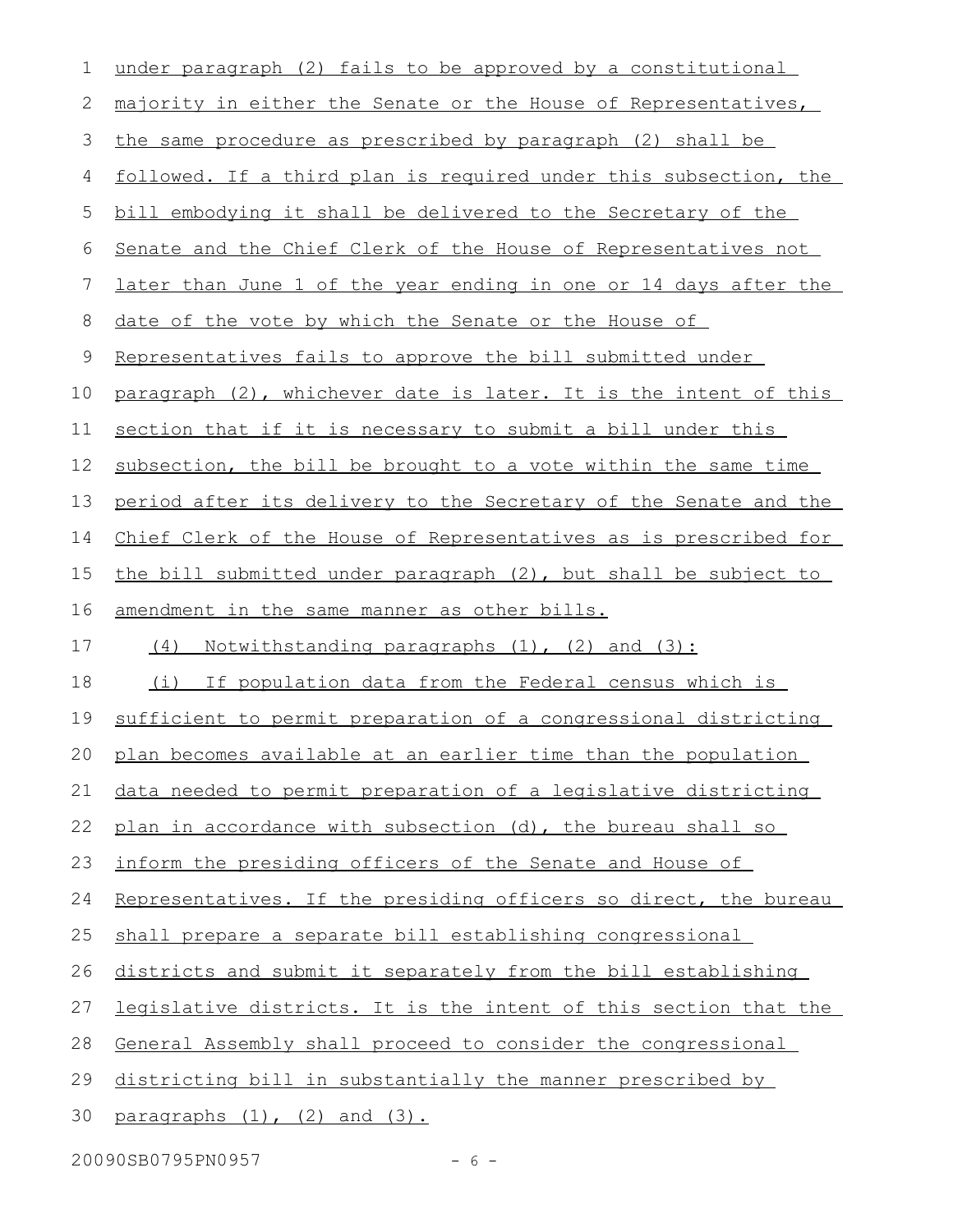under paragraph (2) fails to be approved by a constitutional majority in either the Senate or the House of Representatives, the same procedure as prescribed by paragraph (2) shall be followed. If a third plan is required under this subsection, the bill embodying it shall be delivered to the Secretary of the Senate and the Chief Clerk of the House of Representatives not later than June 1 of the year ending in one or 14 days after the date of the vote by which the Senate or the House of Representatives fails to approve the bill submitted under paragraph (2), whichever date is later. It is the intent of this section that if it is necessary to submit a bill under this subsection, the bill be brought to a vote within the same time period after its delivery to the Secretary of the Senate and the Chief Clerk of the House of Representatives as is prescribed for the bill submitted under paragraph (2), but shall be subject to amendment in the same manner as other bills.

(4) Notwithstanding paragraphs (1), (2) and (3):

(i) If population data from the Federal census which is sufficient to permit preparation of a congressional districting plan becomes available at an earlier time than the population data needed to permit preparation of a legislative districting plan in accordance with subsection (d), the bureau shall so inform the presiding officers of the Senate and House of Representatives. If the presiding officers so direct, the bureau shall prepare a separate bill establishing congressional districts and submit it separately from the bill establishing legislative districts. It is the intent of this section that the General Assembly shall proceed to consider the congressional districting bill in substantially the manner prescribed by paragraphs (1), (2) and (3).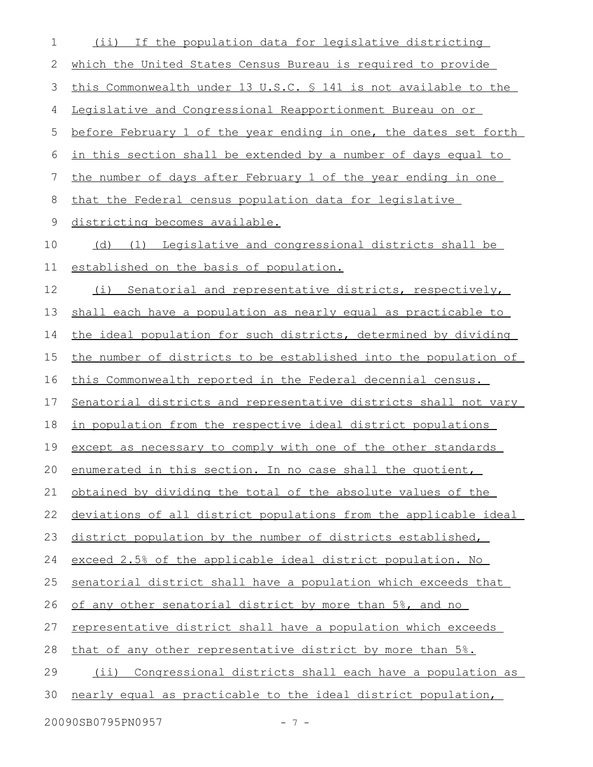(ii) If the population data for legislative districting which the United States Census Bureau is required to provide this Commonwealth under 13 U.S.C. § 141 is not available to the Legislative and Congressional Reapportionment Bureau on or before February 1 of the year ending in one, the dates set forth in this section shall be extended by a number of days equal to the number of days after February 1 of the year ending in one that the Federal census population data for legislative districting becomes available.

(d) (1) Legislative and congressional districts shall be established on the basis of population.

(i) Senatorial and representative districts, respectively, shall each have a population as nearly equal as practicable to the ideal population for such districts, determined by dividing the number of districts to be established into the population of this Commonwealth reported in the Federal decennial census. Senatorial districts and representative districts shall not vary in population from the respective ideal district populations except as necessary to comply with one of the other standards enumerated in this section. In no case shall the quotient, obtained by dividing the total of the absolute values of the deviations of all district populations from the applicable ideal district population by the number of districts established, exceed 2.5% of the applicable ideal district population. No senatorial district shall have a population which exceeds that of any other senatorial district by more than 5%, and no representative district shall have a population which exceeds that of any other representative district by more than 5%.

(ii) Congressional districts shall each have a population as nearly equal as practicable to the ideal district population,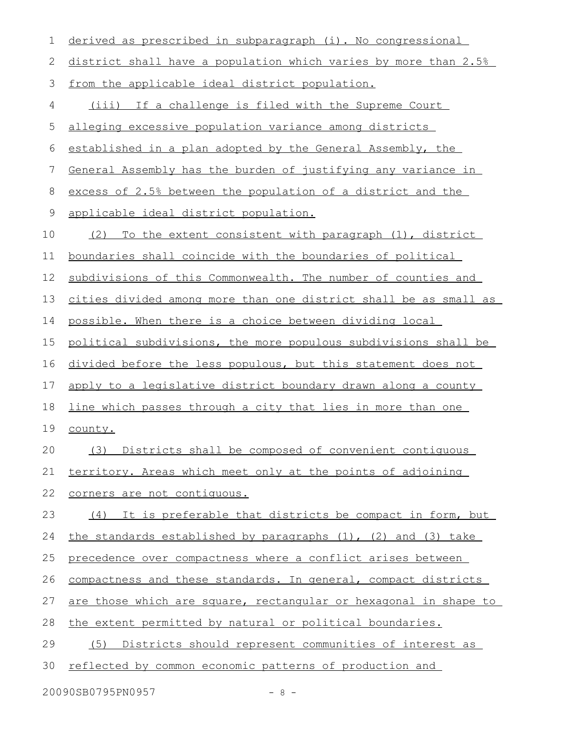derived as prescribed in subparagraph (i). No congressional district shall have a population which varies by more than 2.5% from the applicable ideal district population.

(iii) If a challenge is filed with the Supreme Court alleging excessive population variance among districts established in a plan adopted by the General Assembly, the General Assembly has the burden of justifying any variance in excess of 2.5% between the population of a district and the applicable ideal district population.

(2) To the extent consistent with paragraph (1), district boundaries shall coincide with the boundaries of political subdivisions of this Commonwealth. The number of counties and cities divided among more than one district shall be as small as possible. When there is a choice between dividing local political subdivisions, the more populous subdivisions shall be divided before the less populous, but this statement does not apply to a legislative district boundary drawn along a county line which passes through a city that lies in more than one county.

(3) Districts shall be composed of convenient contiguous territory. Areas which meet only at the points of adjoining corners are not contiguous.

(4) It is preferable that districts be compact in form, but the standards established by paragraphs (1), (2) and (3) take precedence over compactness where a conflict arises between compactness and these standards. In general, compact districts are those which are square, rectangular or hexagonal in shape to the extent permitted by natural or political boundaries.

(5) Districts should represent communities of interest as reflected by common economic patterns of production and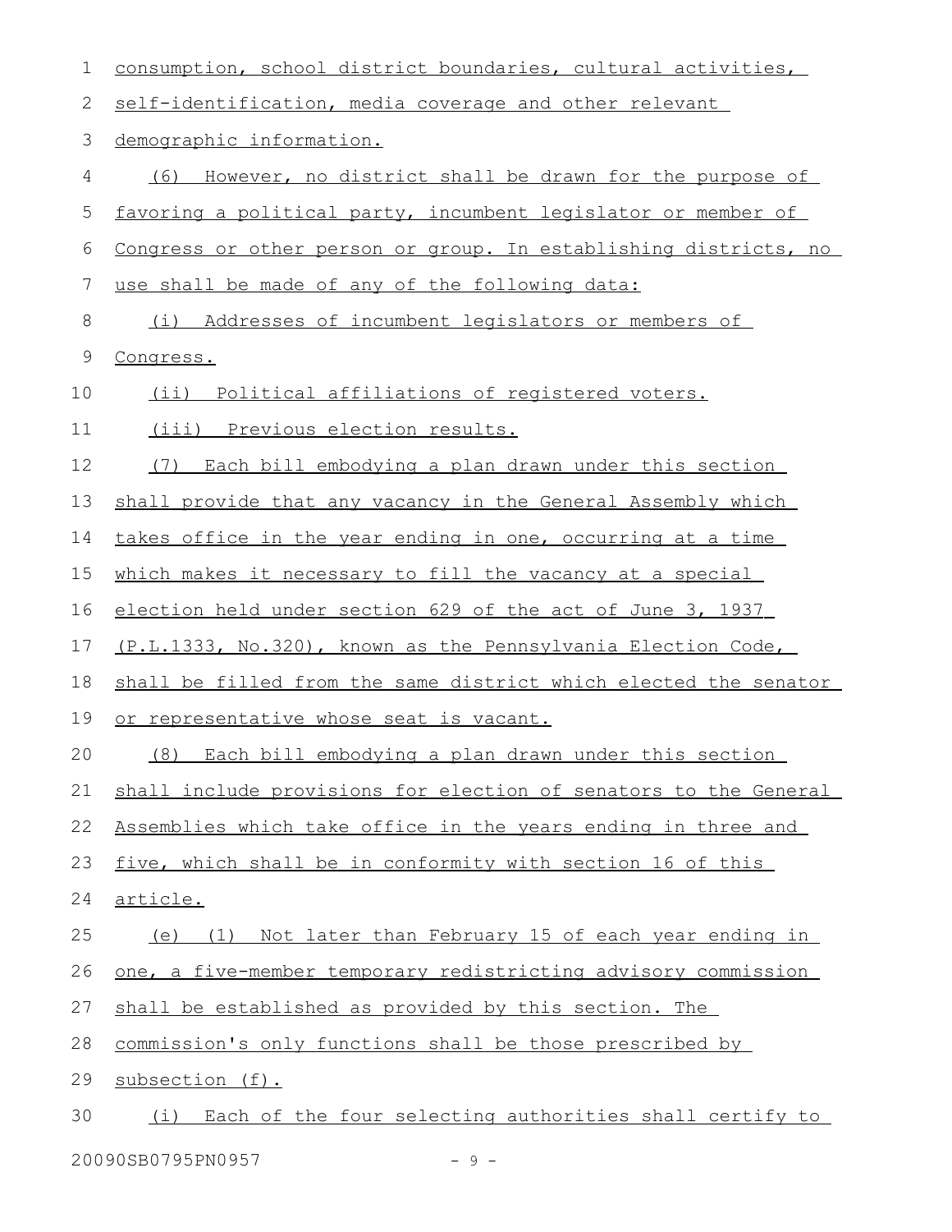consumption, school district boundaries, cultural activities, self-identification, media coverage and other relevant demographic information.

(6) However, no district shall be drawn for the purpose of favoring a political party, incumbent legislator or member of Congress or other person or group. In establishing districts, no use shall be made of any of the following data:

(i) Addresses of incumbent legislators or members of Congress.

(ii) Political affiliations of registered voters.

(iii) Previous election results.

(7) Each bill embodying a plan drawn under this section shall provide that any vacancy in the General Assembly which takes office in the year ending in one, occurring at a time which makes it necessary to fill the vacancy at a special election held under section 629 of the act of June 3, 1937 (P.L.1333, No.320), known as the Pennsylvania Election Code, shall be filled from the same district which elected the senator or representative whose seat is vacant.

(8) Each bill embodying a plan drawn under this section shall include provisions for election of senators to the General Assemblies which take office in the years ending in three and five, which shall be in conformity with section 16 of this article.

(e) (1) Not later than February 15 of each year ending in one, a five-member temporary redistricting advisory commission shall be established as provided by this section. The commission's only functions shall be those prescribed by subsection (f).

(i) Each of the four selecting authorities shall certify to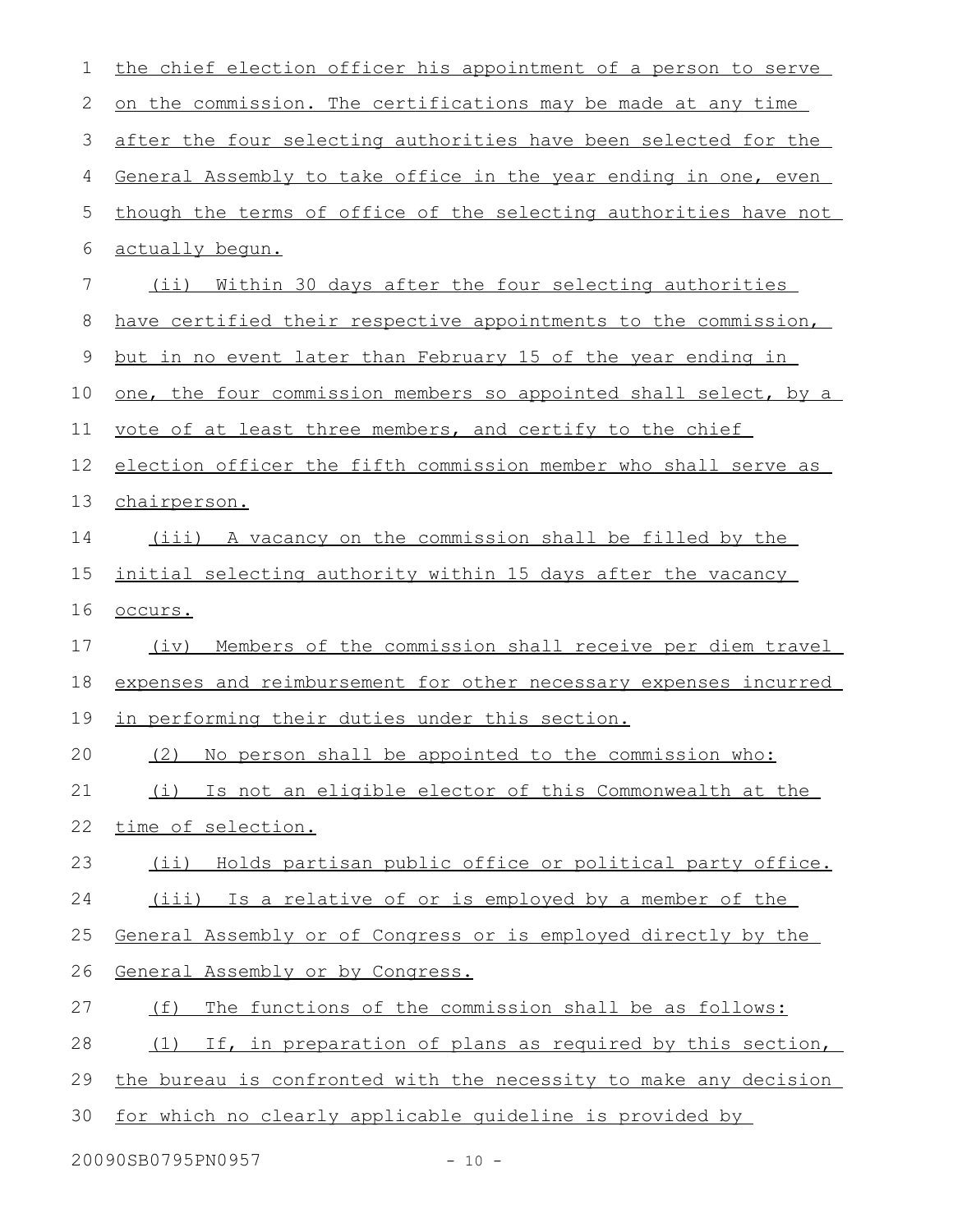the chief election officer his appointment of a person to serve on the commission. The certifications may be made at any time after the four selecting authorities have been selected for the General Assembly to take office in the year ending in one, even though the terms of office of the selecting authorities have not actually begun.

(ii) Within 30 days after the four selecting authorities have certified their respective appointments to the commission, but in no event later than February 15 of the year ending in one, the four commission members so appointed shall select, by a vote of at least three members, and certify to the chief election officer the fifth commission member who shall serve as chairperson.

(iii) A vacancy on the commission shall be filled by the initial selecting authority within 15 days after the vacancy occurs.

(iv) Members of the commission shall receive per diem travel expenses and reimbursement for other necessary expenses incurred in performing their duties under this section.

(2) No person shall be appointed to the commission who:

(i) Is not an eligible elector of this Commonwealth at the time of selection.

(ii) Holds partisan public office or political party office.

(iii) Is a relative of or is employed by a member of the General Assembly or of Congress or is employed directly by the General Assembly or by Congress.

(f) The functions of the commission shall be as follows:

(1) If, in preparation of plans as required by this section, the bureau is confronted with the necessity to make any decision for which no clearly applicable guideline is provided by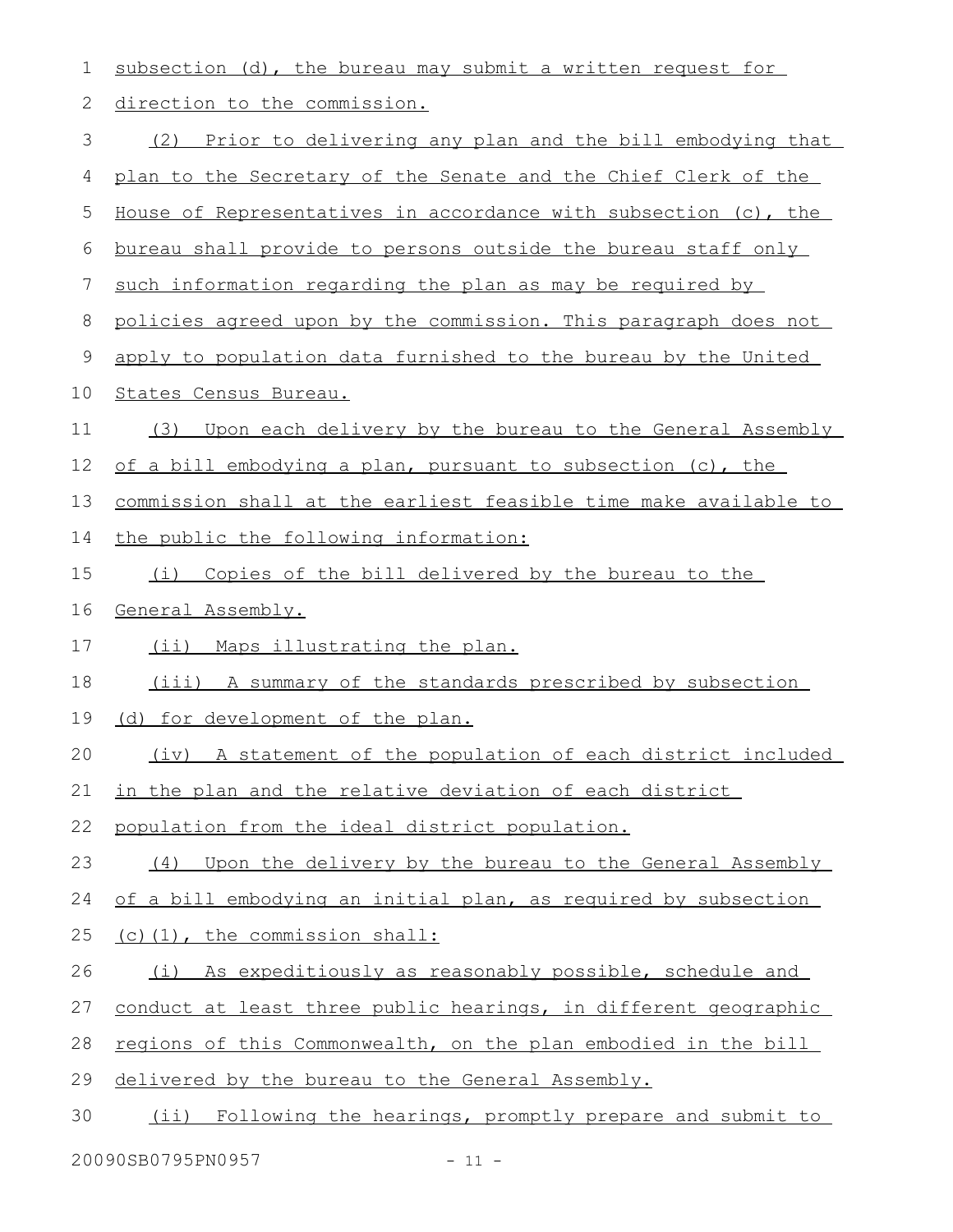subsection (d), the bureau may submit a written request for direction to the commission.

(2) Prior to delivering any plan and the bill embodying that plan to the Secretary of the Senate and the Chief Clerk of the House of Representatives in accordance with subsection (c), the bureau shall provide to persons outside the bureau staff only such information regarding the plan as may be required by policies agreed upon by the commission. This paragraph does not apply to population data furnished to the bureau by the United States Census Bureau.

(3) Upon each delivery by the bureau to the General Assembly of a bill embodying a plan, pursuant to subsection (c), the commission shall at the earliest feasible time make available to the public the following information:

(i) Copies of the bill delivered by the bureau to the General Assembly.

(ii) Maps illustrating the plan.

(iii) A summary of the standards prescribed by subsection (d) for development of the plan.

(iv) A statement of the population of each district included in the plan and the relative deviation of each district population from the ideal district population.

(4) Upon the delivery by the bureau to the General Assembly of a bill embodying an initial plan, as required by subsection (c)(1), the commission shall:

(i) As expeditiously as reasonably possible, schedule and conduct at least three public hearings, in different geographic regions of this Commonwealth, on the plan embodied in the bill delivered by the bureau to the General Assembly.

(ii) Following the hearings, promptly prepare and submit to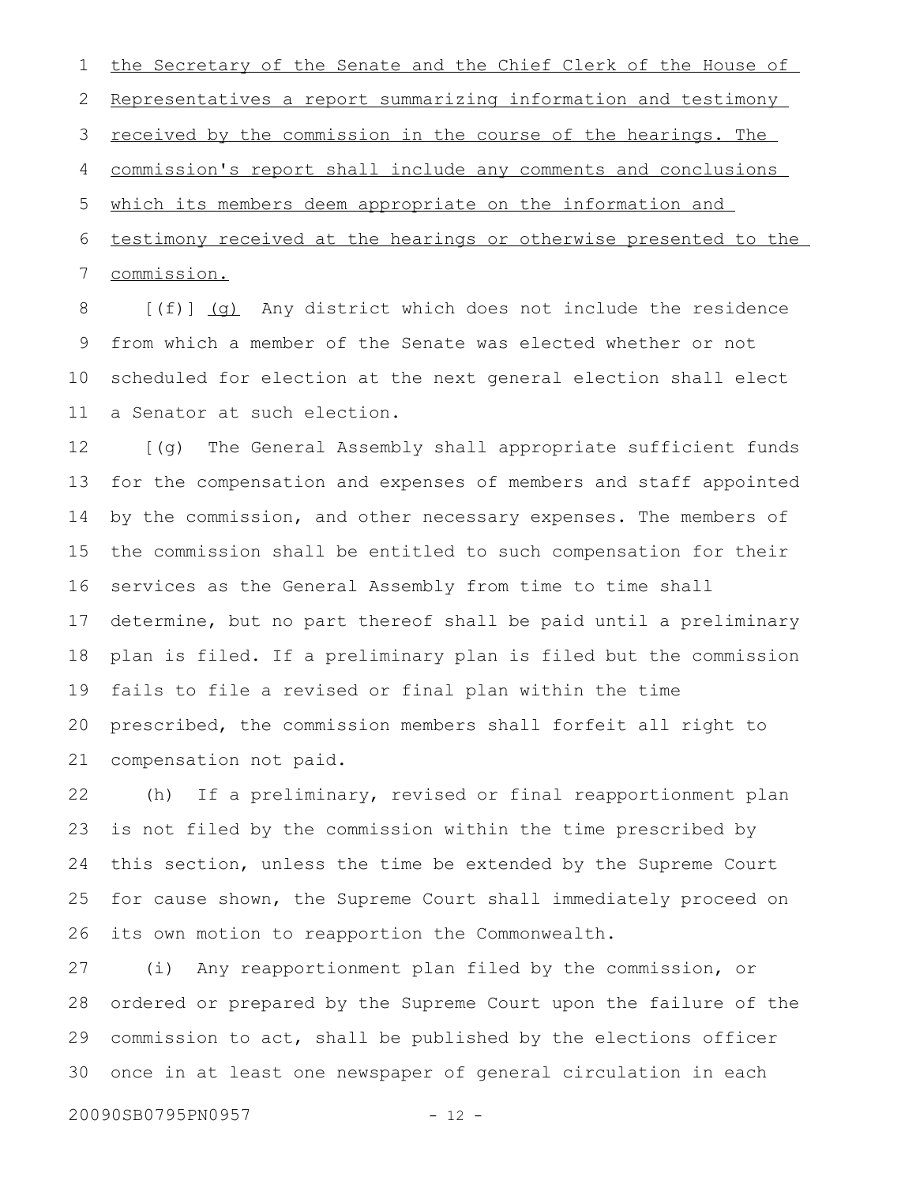the Secretary of the Senate and the Chief Clerk of the House of Representatives a report summarizing information and testimony received by the commission in the course of the hearings. The commission's report shall include any comments and conclusions which its members deem appropriate on the information and testimony received at the hearings or otherwise presented to the commission.

[(f)] (g) Any district which does not include the residence from which a member of the Senate was elected whether or not scheduled for election at the next general election shall elect a Senator at such election.

[(g) The General Assembly shall appropriate sufficient funds for the compensation and expenses of members and staff appointed by the commission, and other necessary expenses. The members of the commission shall be entitled to such compensation for their services as the General Assembly from time to time shall determine, but no part thereof shall be paid until a preliminary plan is filed. If a preliminary plan is filed but the commission fails to file a revised or final plan within the time prescribed, the commission members shall forfeit all right to compensation not paid.

(h) If a preliminary, revised or final reapportionment plan is not filed by the commission within the time prescribed by this section, unless the time be extended by the Supreme Court for cause shown, the Supreme Court shall immediately proceed on its own motion to reapportion the Commonwealth.

(i) Any reapportionment plan filed by the commission, or ordered or prepared by the Supreme Court upon the failure of the commission to act, shall be published by the elections officer once in at least one newspaper of general circulation in each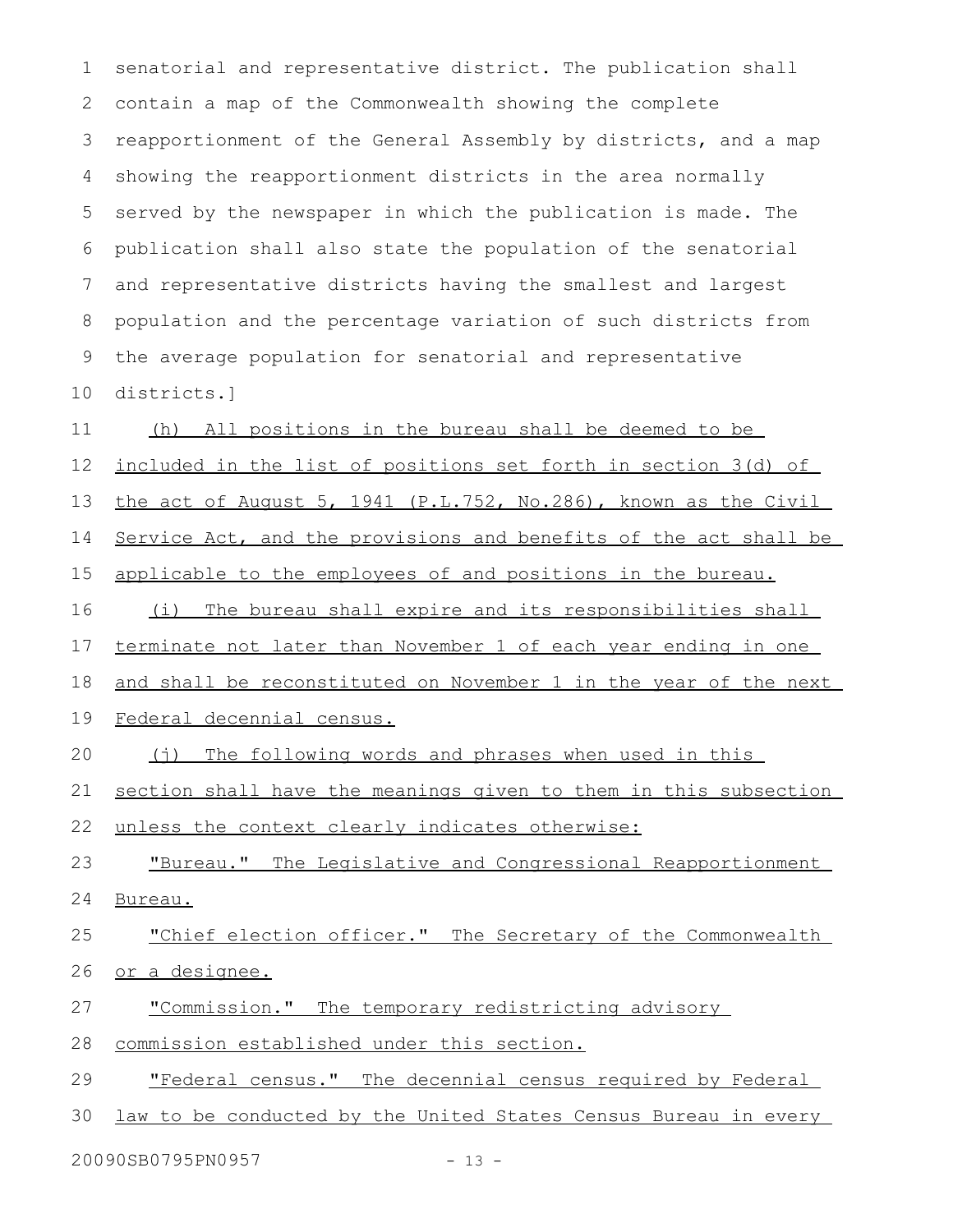senatorial and representative district. The publication shall contain a map of the Commonwealth showing the complete reapportionment of the General Assembly by districts, and a map showing the reapportionment districts in the area normally served by the newspaper in which the publication is made. The publication shall also state the population of the senatorial and representative districts having the smallest and largest population and the percentage variation of such districts from the average population for senatorial and representative districts.]

(h) All positions in the bureau shall be deemed to be included in the list of positions set forth in section 3(d) of the act of August 5, 1941 (P.L.752, No.286), known as the Civil Service Act, and the provisions and benefits of the act shall be applicable to the employees of and positions in the bureau.

(i) The bureau shall expire and its responsibilities shall terminate not later than November 1 of each year ending in one and shall be reconstituted on November 1 in the year of the next Federal decennial census.

(j) The following words and phrases when used in this section shall have the meanings given to them in this subsection unless the context clearly indicates otherwise:

"Bureau." The Legislative and Congressional Reapportionment Bureau.

"Chief election officer." The Secretary of the Commonwealth or a designee.

"Commission." The temporary redistricting advisory commission established under this section.

"Federal census." The decennial census required by Federal law to be conducted by the United States Census Bureau in every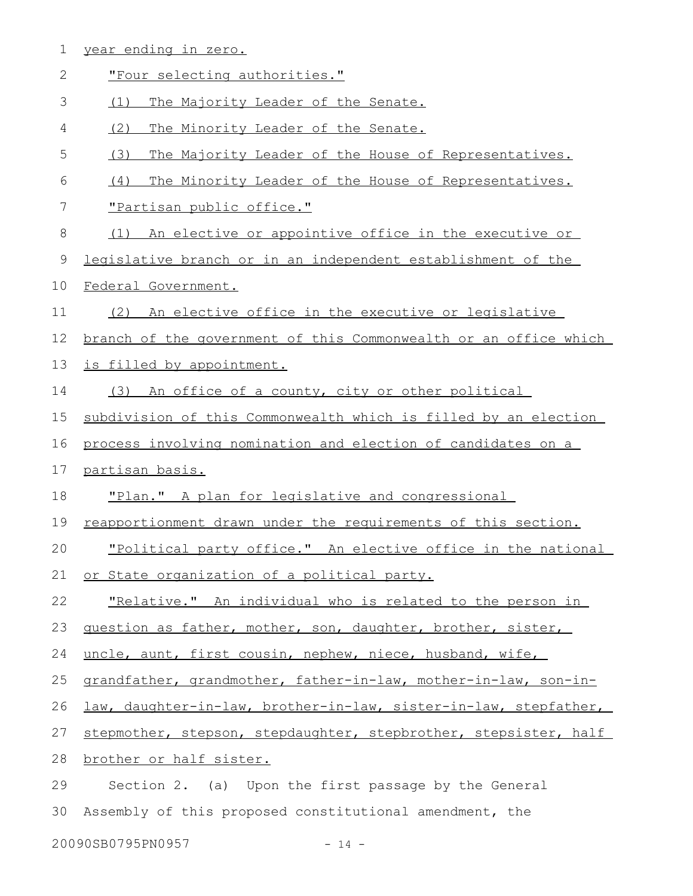year ending in zero.

"Four selecting authorities."

(1) The Majority Leader of the Senate.

(2) The Minority Leader of the Senate.

(3) The Majority Leader of the House of Representatives.

(4) The Minority Leader of the House of Representatives.

"Partisan public office."

(1) An elective or appointive office in the executive or legislative branch or in an independent establishment of the Federal Government.

(2) An elective office in the executive or legislative branch of the government of this Commonwealth or an office which is filled by appointment.

(3) An office of a county, city or other political subdivision of this Commonwealth which is filled by an election process involving nomination and election of candidates on a partisan basis.

"Plan." A plan for legislative and congressional reapportionment drawn under the requirements of this section.

"Political party office." An elective office in the national or State organization of a political party.

"Relative." An individual who is related to the person in question as father, mother, son, daughter, brother, sister, uncle, aunt, first cousin, nephew, niece, husband, wife, grandfather, grandmother, father-in-law, mother-in-law, son-in-law, daughter-in-law, brother-in-law, sister-in-law, stepfather, stepmother, stepson, stepdaughter, stepbrother, stepsister, half brother or half sister.

Section 2. (a) Upon the first passage by the General Assembly of this proposed constitutional amendment, the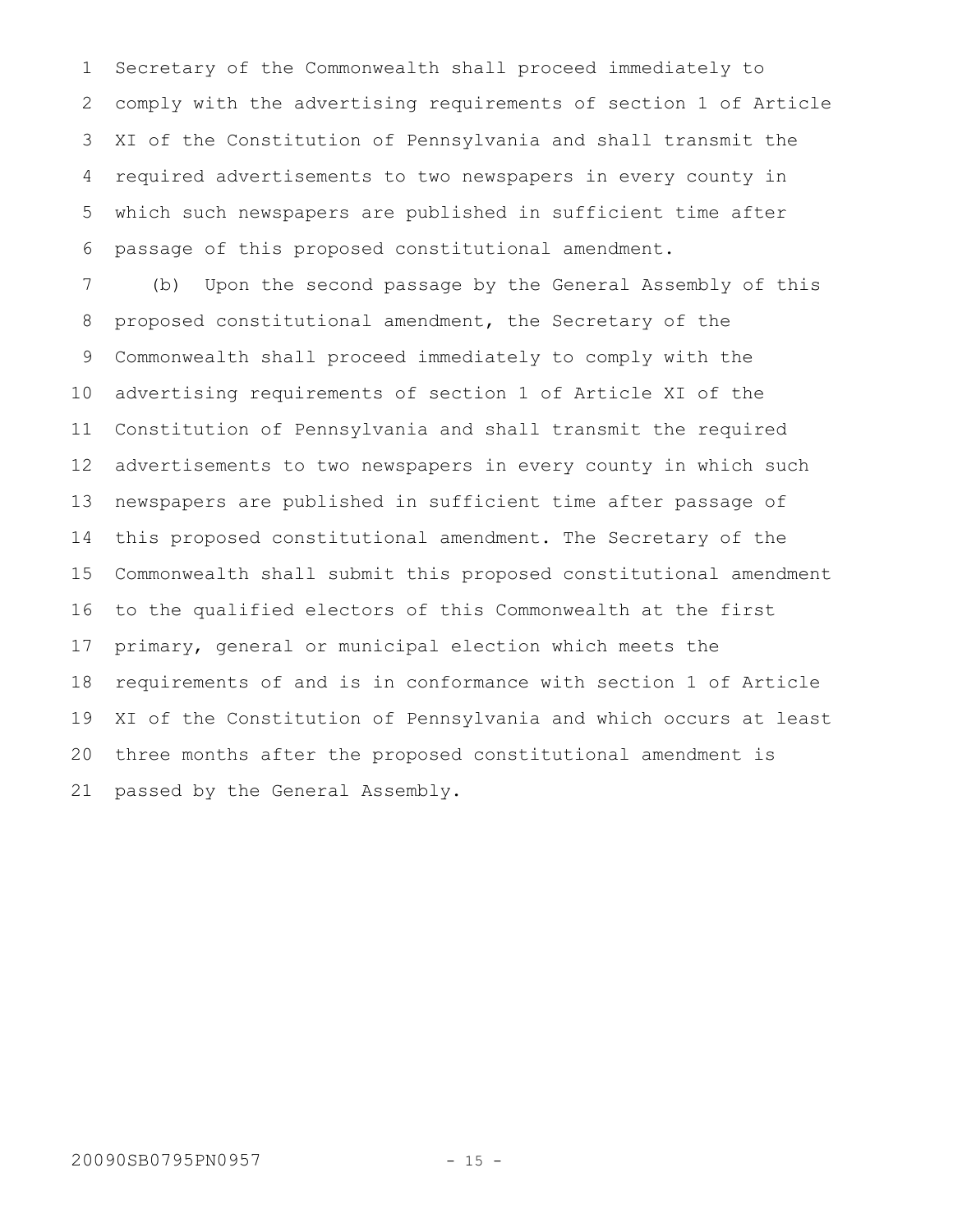Secretary of the Commonwealth shall proceed immediately to comply with the advertising requirements of section 1 of Article XI of the Constitution of Pennsylvania and shall transmit the required advertisements to two newspapers in every county in which such newspapers are published in sufficient time after passage of this proposed constitutional amendment.

(b) Upon the second passage by the General Assembly of this proposed constitutional amendment, the Secretary of the Commonwealth shall proceed immediately to comply with the advertising requirements of section 1 of Article XI of the Constitution of Pennsylvania and shall transmit the required advertisements to two newspapers in every county in which such newspapers are published in sufficient time after passage of this proposed constitutional amendment. The Secretary of the Commonwealth shall submit this proposed constitutional amendment to the qualified electors of this Commonwealth at the first primary, general or municipal election which meets the requirements of and is in conformance with section 1 of Article XI of the Constitution of Pennsylvania and which occurs at least three months after the proposed constitutional amendment is passed by the General Assembly.